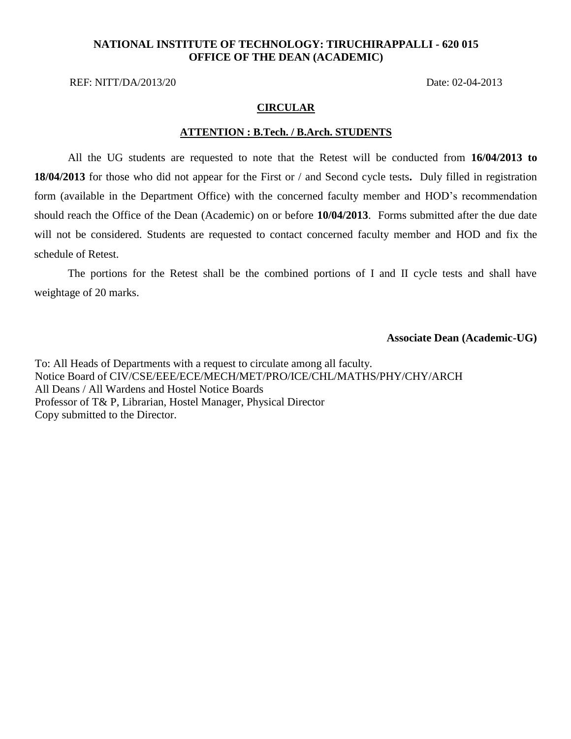**NATIONAL INSTITUTE OF TECHNOLOGY: TIRUCHIRAPPALLI - 620 015**
**OFFICE OF THE DEAN (ACADEMIC)**

REF: NITT/DA/2013/20 Date: 02-04-2013

## CIRCULAR

### ATTENTION : B.Tech. / B.Arch. STUDENTS

All the UG students are requested to note that the Retest will be conducted from **16/04/2013 to 18/04/2013** for those who did not appear for the First or / and Second cycle tests**.** Duly filled in registration form (available in the Department Office) with the concerned faculty member and HOD's recommendation should reach the Office of the Dean (Academic) on or before **10/04/2013**. Forms submitted after the due date will not be considered. Students are requested to contact concerned faculty member and HOD and fix the schedule of Retest.

The portions for the Retest shall be the combined portions of I and II cycle tests and shall have weightage of 20 marks.

**Associate Dean (Academic-UG)**

To: All Heads of Departments with a request to circulate among all faculty.
Notice Board of CIV/CSE/EEE/ECE/MECH/MET/PRO/ICE/CHL/MATHS/PHY/CHY/ARCH
All Deans / All Wardens and Hostel Notice Boards
Professor of T& P, Librarian, Hostel Manager, Physical Director
Copy submitted to the Director.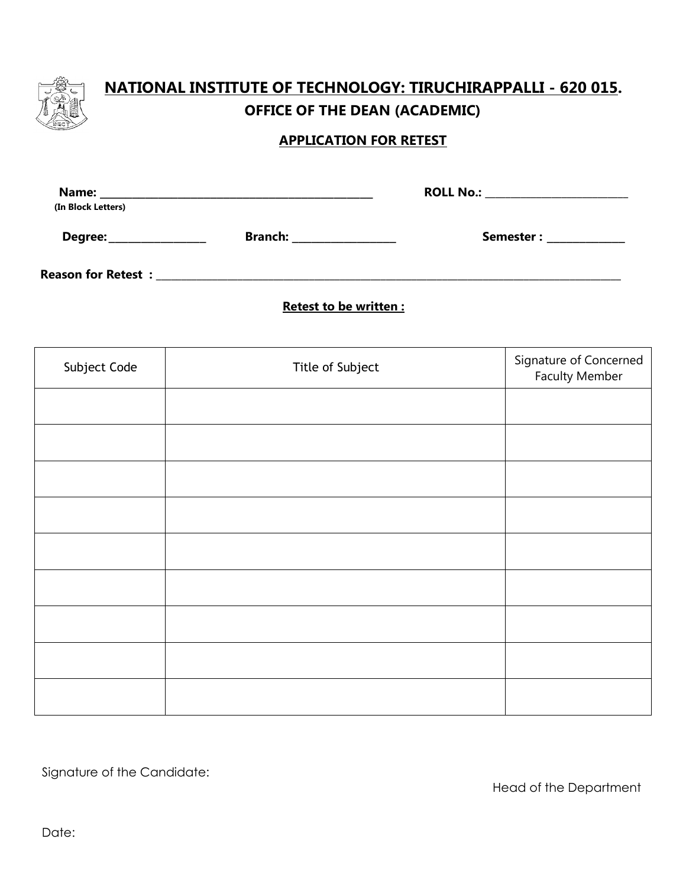# NATIONAL INSTITUTE OF TECHNOLOGY: TIRUCHIRAPPALLI - 620 015.

## OFFICE OF THE DEAN (ACADEMIC)

### APPLICATION FOR RETEST

**Name:** ______________________________ **ROLL No.:** ____________________
**(In Block Letters)**

**Degree:** ______________ **Branch:** ______________ **Semester :** ____________

**Reason for Retest :** ____________________________________________________________

**Retest to be written :**

| Subject Code | Title of Subject | Signature of Concerned Faculty Member |
|---|---|---|
| | | |
| | | |
| | | |
| | | |
| | | |
| | | |
| | | |
| | | |
| | | |

Signature of the Candidate:

Head of the Department

Date: